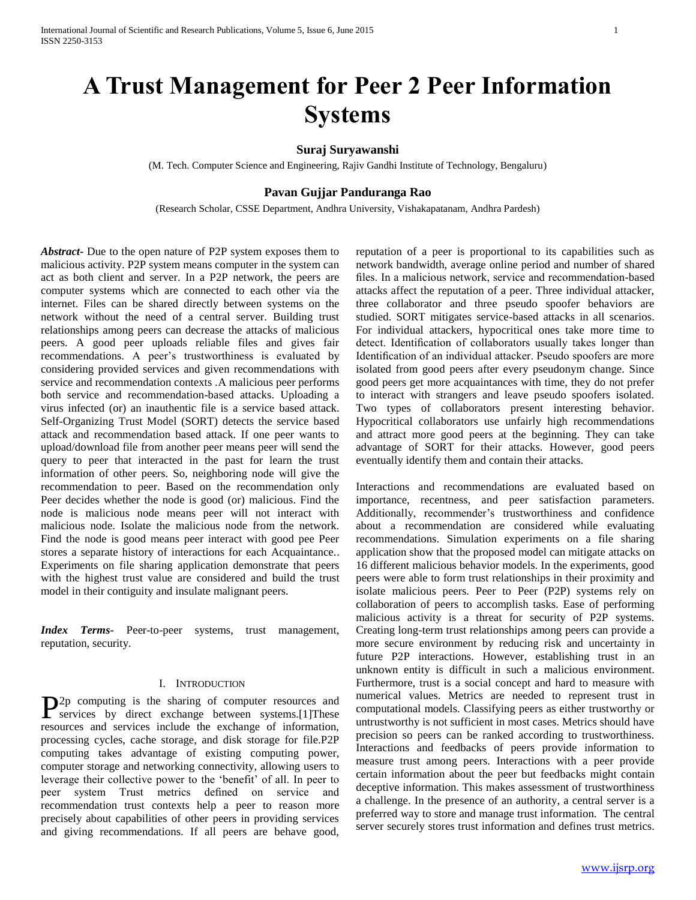# A Trust Management for Peer 2 Peer Information Systems

**Suraj Suryawanshi**

(M. Tech. Computer Science and Engineering, Rajiv Gandhi Institute of Technology, Bengaluru)

**Pavan Gujjar Panduranga Rao**

(Research Scholar, CSSE Department, Andhra University, Vishakapatanam, Andhra Pardesh)

***Abstract-*** Due to the open nature of P2P system exposes them to malicious activity. P2P system means computer in the system can act as both client and server. In a P2P network, the peers are computer systems which are connected to each other via the internet. Files can be shared directly between systems on the network without the need of a central server. Building trust relationships among peers can decrease the attacks of malicious peers. A good peer uploads reliable files and gives fair recommendations. A peer's trustworthiness is evaluated by considering provided services and given recommendations with service and recommendation contexts .A malicious peer performs both service and recommendation-based attacks. Uploading a virus infected (or) an inauthentic file is a service based attack. Self-Organizing Trust Model (SORT) detects the service based attack and recommendation based attack. If one peer wants to upload/download file from another peer means peer will send the query to peer that interacted in the past for learn the trust information of other peers. So, neighboring node will give the recommendation to peer. Based on the recommendation only Peer decides whether the node is good (or) malicious. Find the node is malicious node means peer will not interact with malicious node. Isolate the malicious node from the network. Find the node is good means peer interact with good pee Peer stores a separate history of interactions for each Acquaintance.. Experiments on file sharing application demonstrate that peers with the highest trust value are considered and build the trust model in their contiguity and insulate malignant peers.

***Index Terms-*** Peer-to-peer systems, trust management, reputation, security.

## I. Introduction

P2p computing is the sharing of computer resources and services by direct exchange between systems.[1]These resources and services include the exchange of information, processing cycles, cache storage, and disk storage for file.P2P computing takes advantage of existing computing power, computer storage and networking connectivity, allowing users to leverage their collective power to the 'benefit' of all. In peer to peer system Trust metrics defined on service and recommendation trust contexts help a peer to reason more precisely about capabilities of other peers in providing services and giving recommendations. If all peers are behave good, reputation of a peer is proportional to its capabilities such as network bandwidth, average online period and number of shared files. In a malicious network, service and recommendation-based attacks affect the reputation of a peer. Three individual attacker, three collaborator and three pseudo spoofer behaviors are studied. SORT mitigates service-based attacks in all scenarios. For individual attackers, hypocritical ones take more time to detect. Identification of collaborators usually takes longer than Identification of an individual attacker. Pseudo spoofers are more isolated from good peers after every pseudonym change. Since good peers get more acquaintances with time, they do not prefer to interact with strangers and leave pseudo spoofers isolated. Two types of collaborators present interesting behavior. Hypocritical collaborators use unfairly high recommendations and attract more good peers at the beginning. They can take advantage of SORT for their attacks. However, good peers eventually identify them and contain their attacks.

Interactions and recommendations are evaluated based on importance, recentness, and peer satisfaction parameters. Additionally, recommender's trustworthiness and confidence about a recommendation are considered while evaluating recommendations. Simulation experiments on a file sharing application show that the proposed model can mitigate attacks on 16 different malicious behavior models. In the experiments, good peers were able to form trust relationships in their proximity and isolate malicious peers. Peer to Peer (P2P) systems rely on collaboration of peers to accomplish tasks. Ease of performing malicious activity is a threat for security of P2P systems. Creating long-term trust relationships among peers can provide a more secure environment by reducing risk and uncertainty in future P2P interactions. However, establishing trust in an unknown entity is difficult in such a malicious environment. Furthermore, trust is a social concept and hard to measure with numerical values. Metrics are needed to represent trust in computational models. Classifying peers as either trustworthy or untrustworthy is not sufficient in most cases. Metrics should have precision so peers can be ranked according to trustworthiness. Interactions and feedbacks of peers provide information to measure trust among peers. Interactions with a peer provide certain information about the peer but feedbacks might contain deceptive information. This makes assessment of trustworthiness a challenge. In the presence of an authority, a central server is a preferred way to store and manage trust information. The central server securely stores trust information and defines trust metrics.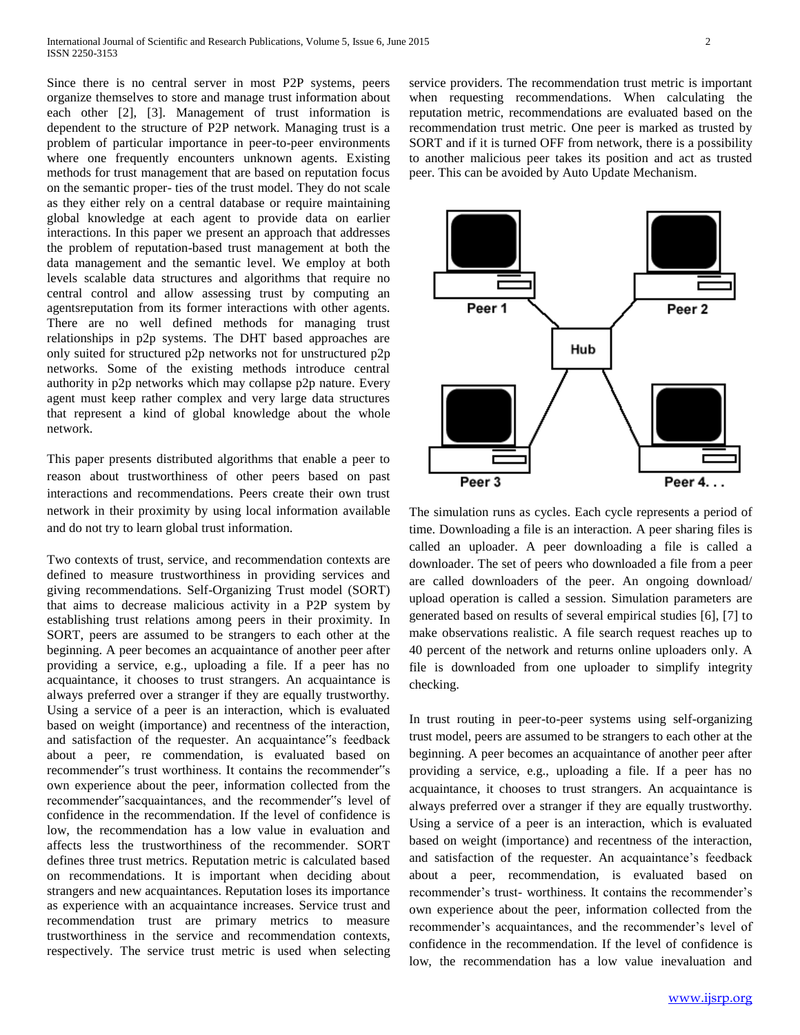Since there is no central server in most P2P systems, peers organize themselves to store and manage trust information about each other [2], [3]. Management of trust information is dependent to the structure of P2P network. Managing trust is a problem of particular importance in peer-to-peer environments where one frequently encounters unknown agents. Existing methods for trust management that are based on reputation focus on the semantic proper- ties of the trust model. They do not scale as they either rely on a central database or require maintaining global knowledge at each agent to provide data on earlier interactions. In this paper we present an approach that addresses the problem of reputation-based trust management at both the data management and the semantic level. We employ at both levels scalable data structures and algorithms that require no central control and allow assessing trust by computing an agentsreputation from its former interactions with other agents. There are no well defined methods for managing trust relationships in p2p systems. The DHT based approaches are only suited for structured p2p networks not for unstructured p2p networks. Some of the existing methods introduce central authority in p2p networks which may collapse p2p nature. Every agent must keep rather complex and very large data structures that represent a kind of global knowledge about the whole network.

This paper presents distributed algorithms that enable a peer to reason about trustworthiness of other peers based on past interactions and recommendations. Peers create their own trust network in their proximity by using local information available and do not try to learn global trust information.

Two contexts of trust, service, and recommendation contexts are defined to measure trustworthiness in providing services and giving recommendations. Self-Organizing Trust model (SORT) that aims to decrease malicious activity in a P2P system by establishing trust relations among peers in their proximity. In SORT, peers are assumed to be strangers to each other at the beginning. A peer becomes an acquaintance of another peer after providing a service, e.g., uploading a file. If a peer has no acquaintance, it chooses to trust strangers. An acquaintance is always preferred over a stranger if they are equally trustworthy. Using a service of a peer is an interaction, which is evaluated based on weight (importance) and recentness of the interaction, and satisfaction of the requester. An acquaintance"s feedback about a peer, re commendation, is evaluated based on recommender"s trust worthiness. It contains the recommender"s own experience about the peer, information collected from the recommender"sacquaintances, and the recommender"s level of confidence in the recommendation. If the level of confidence is low, the recommendation has a low value in evaluation and affects less the trustworthiness of the recommender. SORT defines three trust metrics. Reputation metric is calculated based on recommendations. It is important when deciding about strangers and new acquaintances. Reputation loses its importance as experience with an acquaintance increases. Service trust and recommendation trust are primary metrics to measure trustworthiness in the service and recommendation contexts, respectively. The service trust metric is used when selecting service providers. The recommendation trust metric is important when requesting recommendations. When calculating the reputation metric, recommendations are evaluated based on the recommendation trust metric. One peer is marked as trusted by SORT and if it is turned OFF from network, there is a possibility to another malicious peer takes its position and act as trusted peer. This can be avoided by Auto Update Mechanism.

Peer 1 Peer 2 Hub Peer 3 Peer 4. . .

The simulation runs as cycles. Each cycle represents a period of time. Downloading a file is an interaction. A peer sharing files is called an uploader. A peer downloading a file is called a downloader. The set of peers who downloaded a file from a peer are called downloaders of the peer. An ongoing download/ upload operation is called a session. Simulation parameters are generated based on results of several empirical studies [6], [7] to make observations realistic. A file search request reaches up to 40 percent of the network and returns online uploaders only. A file is downloaded from one uploader to simplify integrity checking.

In trust routing in peer-to-peer systems using self-organizing trust model, peers are assumed to be strangers to each other at the beginning. A peer becomes an acquaintance of another peer after providing a service, e.g., uploading a file. If a peer has no acquaintance, it chooses to trust strangers. An acquaintance is always preferred over a stranger if they are equally trustworthy. Using a service of a peer is an interaction, which is evaluated based on weight (importance) and recentness of the interaction, and satisfaction of the requester. An acquaintance's feedback about a peer, recommendation, is evaluated based on recommender's trust- worthiness. It contains the recommender's own experience about the peer, information collected from the recommender's acquaintances, and the recommender's level of confidence in the recommendation. If the level of confidence is low, the recommendation has a low value inevaluation and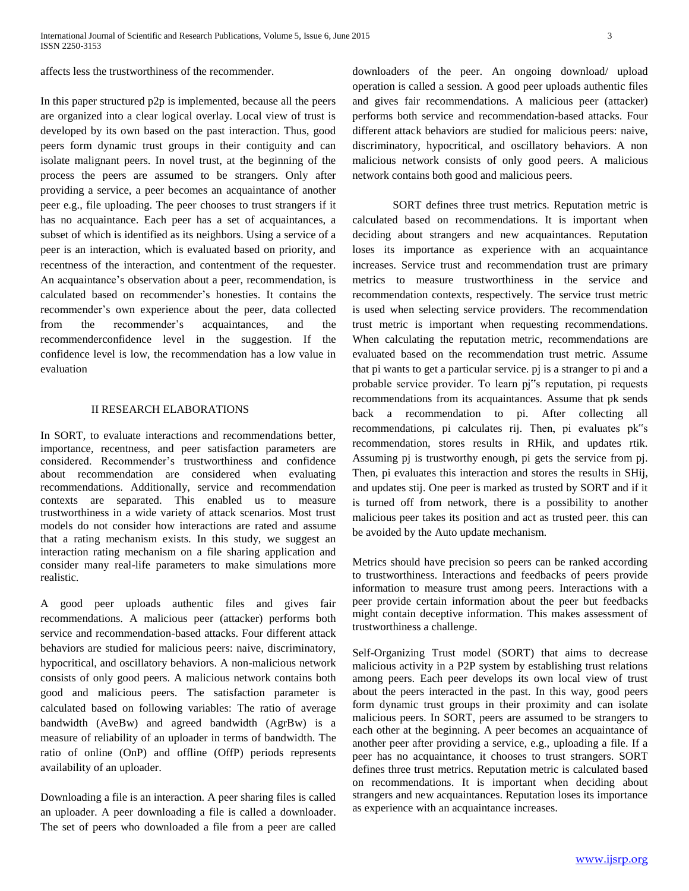affects less the trustworthiness of the recommender.

In this paper structured p2p is implemented, because all the peers are organized into a clear logical overlay. Local view of trust is developed by its own based on the past interaction. Thus, good peers form dynamic trust groups in their contiguity and can isolate malignant peers. In novel trust, at the beginning of the process the peers are assumed to be strangers. Only after providing a service, a peer becomes an acquaintance of another peer e.g., file uploading. The peer chooses to trust strangers if it has no acquaintance. Each peer has a set of acquaintances, a subset of which is identified as its neighbors. Using a service of a peer is an interaction, which is evaluated based on priority, and recentness of the interaction, and contentment of the requester. An acquaintance's observation about a peer, recommendation, is calculated based on recommender's honesties. It contains the recommender's own experience about the peer, data collected from the recommender's acquaintances, and the recommenderconfidence level in the suggestion. If the confidence level is low, the recommendation has a low value in evaluation

## II RESEARCH ELABORATIONS

In SORT, to evaluate interactions and recommendations better, importance, recentness, and peer satisfaction parameters are considered. Recommender's trustworthiness and confidence about recommendation are considered when evaluating recommendations. Additionally, service and recommendation contexts are separated. This enabled us to measure trustworthiness in a wide variety of attack scenarios. Most trust models do not consider how interactions are rated and assume that a rating mechanism exists. In this study, we suggest an interaction rating mechanism on a file sharing application and consider many real-life parameters to make simulations more realistic.

A good peer uploads authentic files and gives fair recommendations. A malicious peer (attacker) performs both service and recommendation-based attacks. Four different attack behaviors are studied for malicious peers: naive, discriminatory, hypocritical, and oscillatory behaviors. A non-malicious network consists of only good peers. A malicious network contains both good and malicious peers. The satisfaction parameter is calculated based on following variables: The ratio of average bandwidth (AveBw) and agreed bandwidth (AgrBw) is a measure of reliability of an uploader in terms of bandwidth. The ratio of online (OnP) and offline (OffP) periods represents availability of an uploader.

Downloading a file is an interaction. A peer sharing files is called an uploader. A peer downloading a file is called a downloader. The set of peers who downloaded a file from a peer are called downloaders of the peer. An ongoing download/ upload operation is called a session. A good peer uploads authentic files and gives fair recommendations. A malicious peer (attacker) performs both service and recommendation-based attacks. Four different attack behaviors are studied for malicious peers: naive, discriminatory, hypocritical, and oscillatory behaviors. A non malicious network consists of only good peers. A malicious network contains both good and malicious peers.

SORT defines three trust metrics. Reputation metric is calculated based on recommendations. It is important when deciding about strangers and new acquaintances. Reputation loses its importance as experience with an acquaintance increases. Service trust and recommendation trust are primary metrics to measure trustworthiness in the service and recommendation contexts, respectively. The service trust metric is used when selecting service providers. The recommendation trust metric is important when requesting recommendations. When calculating the reputation metric, recommendations are evaluated based on the recommendation trust metric. Assume that pi wants to get a particular service. pj is a stranger to pi and a probable service provider. To learn pj"s reputation, pi requests recommendations from its acquaintances. Assume that pk sends back a recommendation to pi. After collecting all recommendations, pi calculates rij. Then, pi evaluates pk"s recommendation, stores results in RHik, and updates rtik. Assuming pj is trustworthy enough, pi gets the service from pj. Then, pi evaluates this interaction and stores the results in SHij, and updates stij. One peer is marked as trusted by SORT and if it is turned off from network, there is a possibility to another malicious peer takes its position and act as trusted peer. this can be avoided by the Auto update mechanism.

Metrics should have precision so peers can be ranked according to trustworthiness. Interactions and feedbacks of peers provide information to measure trust among peers. Interactions with a peer provide certain information about the peer but feedbacks might contain deceptive information. This makes assessment of trustworthiness a challenge.

Self-Organizing Trust model (SORT) that aims to decrease malicious activity in a P2P system by establishing trust relations among peers. Each peer develops its own local view of trust about the peers interacted in the past. In this way, good peers form dynamic trust groups in their proximity and can isolate malicious peers. In SORT, peers are assumed to be strangers to each other at the beginning. A peer becomes an acquaintance of another peer after providing a service, e.g., uploading a file. If a peer has no acquaintance, it chooses to trust strangers. SORT defines three trust metrics. Reputation metric is calculated based on recommendations. It is important when deciding about strangers and new acquaintances. Reputation loses its importance as experience with an acquaintance increases.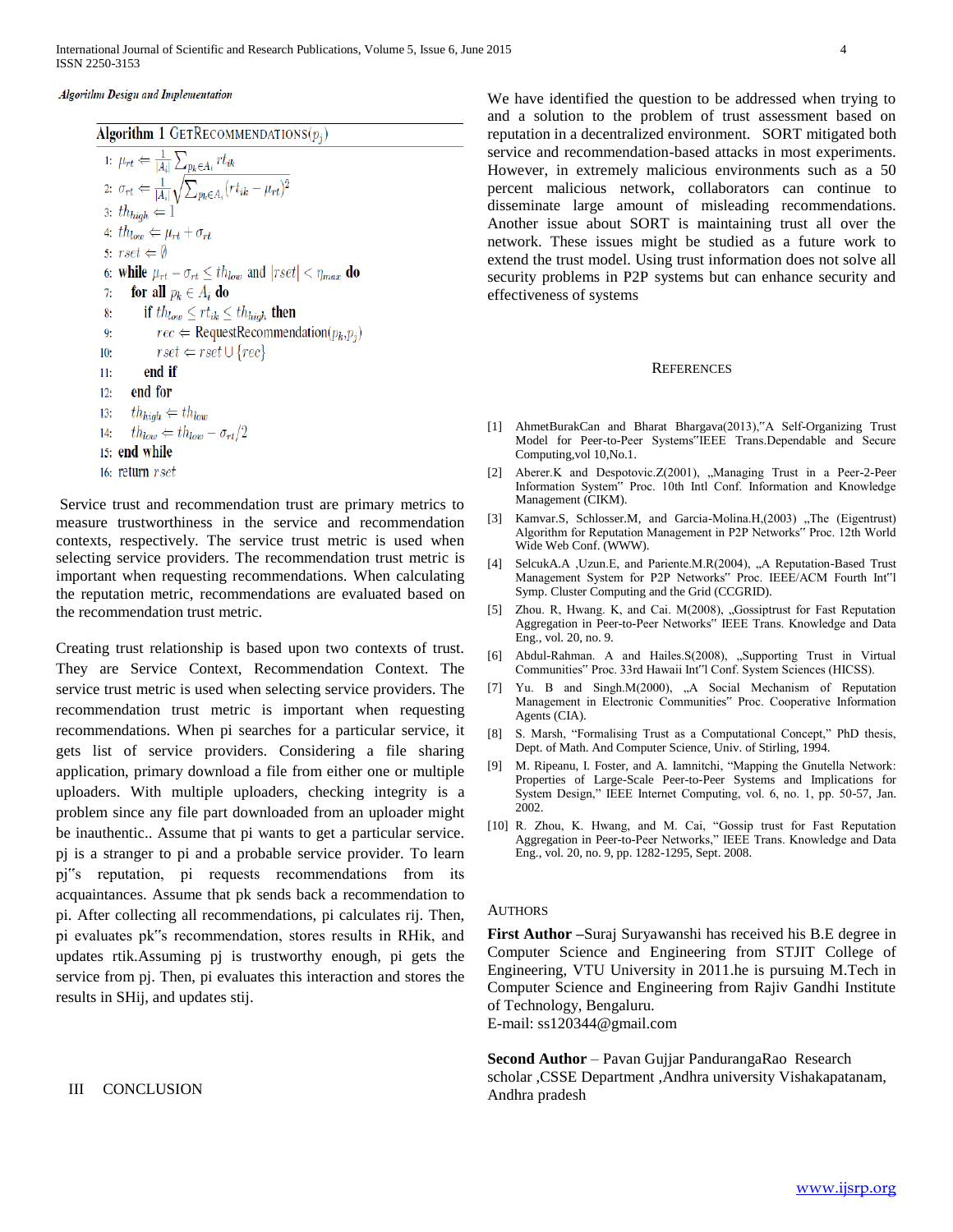*Algorithm Design and Implementation*

**Algorithm 1** GETRECOMMENDATIONS($p_j$)

1: $\mu_{rt} \Leftarrow \frac{1}{|A_i|} \sum_{p_k \in A_i} rt_{ik}$
2: $\sigma_{rt} \Leftarrow \frac{1}{|A_i|} \sqrt{\sum_{p_k \in A_i} (rt_{ik} - \mu_{rt})^2}$
3: $th_{high} \Leftarrow 1$
4: $th_{low} \Leftarrow \mu_{rt} + \sigma_{rt}$
5: $rset \Leftarrow \emptyset$
6: **while** $\mu_{rt} - \sigma_{rt} \leq th_{low}$ and $|rset| < \eta_{max}$ **do**
7: **for all** $p_k \in A_i$ **do**
8: **if** $th_{low} \leq rt_{ik} \leq th_{high}$ **then**
9: $rec \Leftarrow$ RequestRecommendation($p_k$,$p_j$)
10: $rset \Leftarrow rset \cup \{rec\}$
11: **end if**
12: **end for**
13: $th_{high} \Leftarrow th_{low}$
14: $th_{low} \Leftarrow th_{low} - \sigma_{rt}/2$
15: **end while**
16: return $rset$

Service trust and recommendation trust are primary metrics to measure trustworthiness in the service and recommendation contexts, respectively. The service trust metric is used when selecting service providers. The recommendation trust metric is important when requesting recommendations. When calculating the reputation metric, recommendations are evaluated based on the recommendation trust metric.

Creating trust relationship is based upon two contexts of trust. They are Service Context, Recommendation Context. The service trust metric is used when selecting service providers. The recommendation trust metric is important when requesting recommendations. When pi searches for a particular service, it gets list of service providers. Considering a file sharing application, primary download a file from either one or multiple uploaders. With multiple uploaders, checking integrity is a problem since any file part downloaded from an uploader might be inauthentic.. Assume that pi wants to get a particular service. pj is a stranger to pi and a probable service provider. To learn pj"s reputation, pi requests recommendations from its acquaintances. Assume that pk sends back a recommendation to pi. After collecting all recommendations, pi calculates rij. Then, pi evaluates pk"s recommendation, stores results in RHik, and updates rtik.Assuming pj is trustworthy enough, pi gets the service from pj. Then, pi evaluates this interaction and stores the results in SHij, and updates stij.

## III CONCLUSION

We have identified the question to be addressed when trying to and a solution to the problem of trust assessment based on reputation in a decentralized environment. SORT mitigated both service and recommendation-based attacks in most experiments. However, in extremely malicious environments such as a 50 percent malicious network, collaborators can continue to disseminate large amount of misleading recommendations. Another issue about SORT is maintaining trust all over the network. These issues might be studied as a future work to extend the trust model. Using trust information does not solve all security problems in P2P systems but can enhance security and effectiveness of systems

## REFERENCES

[1] AhmetBurakCan and Bharat Bhargava(2013),"A Self-Organizing Trust Model for Peer-to-Peer Systems"IEEE Trans.Dependable and Secure Computing,vol 10,No.1.

[2] Aberer.K and Despotovic.Z(2001), „Managing Trust in a Peer-2-Peer Information System" Proc. 10th Intl Conf. Information and Knowledge Management (CIKM).

[3] Kamvar.S, Schlosser.M, and Garcia-Molina.H,(2003) „The (Eigentrust) Algorithm for Reputation Management in P2P Networks" Proc. 12th World Wide Web Conf. (WWW).

[4] SelcukA.A ,Uzun.E, and Pariente.M.R(2004), „A Reputation-Based Trust Management System for P2P Networks" Proc. IEEE/ACM Fourth Int"l Symp. Cluster Computing and the Grid (CCGRID).

[5] Zhou. R, Hwang. K, and Cai. M(2008), „Gossiptrust for Fast Reputation Aggregation in Peer-to-Peer Networks" IEEE Trans. Knowledge and Data Eng., vol. 20, no. 9.

[6] Abdul-Rahman. A and Hailes.S(2008), „Supporting Trust in Virtual Communities" Proc. 33rd Hawaii Int"l Conf. System Sciences (HICSS).

[7] Yu. B and Singh.M(2000), „A Social Mechanism of Reputation Management in Electronic Communities" Proc. Cooperative Information Agents (CIA).

[8] S. Marsh, "Formalising Trust as a Computational Concept," PhD thesis, Dept. of Math. And Computer Science, Univ. of Stirling, 1994.

[9] M. Ripeanu, I. Foster, and A. Iamnitchi, "Mapping the Gnutella Network: Properties of Large-Scale Peer-to-Peer Systems and Implications for System Design," IEEE Internet Computing, vol. 6, no. 1, pp. 50-57, Jan. 2002.

[10] R. Zhou, K. Hwang, and M. Cai, "Gossip trust for Fast Reputation Aggregation in Peer-to-Peer Networks," IEEE Trans. Knowledge and Data Eng., vol. 20, no. 9, pp. 1282-1295, Sept. 2008.

## AUTHORS

**First Author** –Suraj Suryawanshi has received his B.E degree in Computer Science and Engineering from STJIT College of Engineering, VTU University in 2011.he is pursuing M.Tech in Computer Science and Engineering from Rajiv Gandhi Institute of Technology, Bengaluru.
E-mail: ss120344@gmail.com

**Second Author** – Pavan Gujjar PandurangaRao Research scholar ,CSSE Department ,Andhra university Vishakapatanam, Andhra pradesh